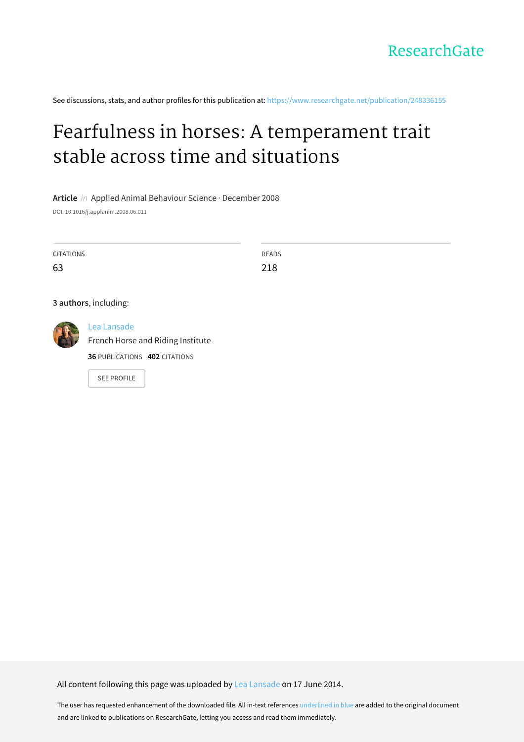ResearchGate

See discussions, stats, and author profiles for this publication at: https://www.researchgate.net/publication/248336155

# Fearfulness in horses: A temperament trait stable across time and situations

**Article** *in* Applied Animal Behaviour Science · December 2008

DOI: 10.1016/j.applanim.2008.06.011

| CITATIONS | READS |
| --- | --- |
| 63 | 218 |

**3 authors**, including:

Lea Lansade
French Horse and Riding Institute
**36** PUBLICATIONS **402** CITATIONS

SEE PROFILE

All content following this page was uploaded by Lea Lansade on 17 June 2014.

The user has requested enhancement of the downloaded file. All in-text references underlined in blue are added to the original document and are linked to publications on ResearchGate, letting you access and read them immediately.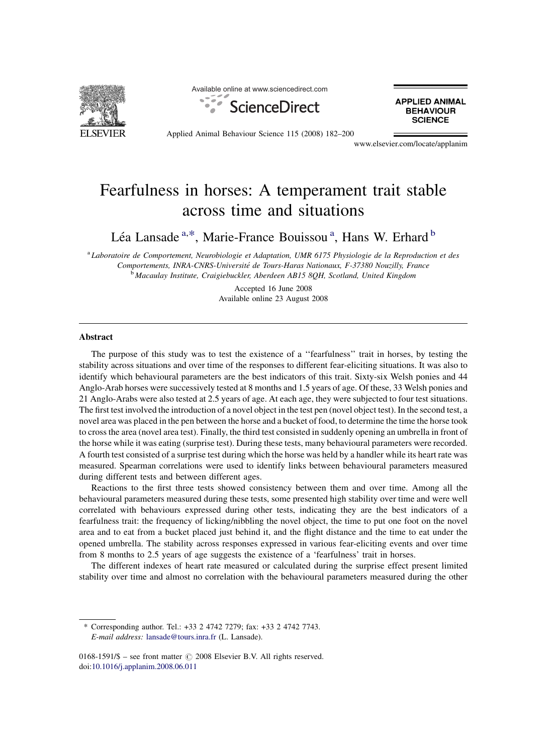# Fearfulness in horses: A temperament trait stable across time and situations

Léa Lansade [a,*], Marie-France Bouissou [a], Hans W. Erhard [b]

[a] Laboratoire de Comportement, Neurobiologie et Adaptation, UMR 6175 Physiologie de la Reproduction et des Comportements, INRA-CNRS-Université de Tours-Haras Nationaux, F-37380 Nouzilly, France

[b] Macaulay Institute, Craigiebuckler, Aberdeen AB15 8QH, Scotland, United Kingdom

Accepted 16 June 2008

Available online 23 August 2008

## Abstract

The purpose of this study was to test the existence of a ''fearfulness'' trait in horses, by testing the stability across situations and over time of the responses to different fear-eliciting situations. It was also to identify which behavioural parameters are the best indicators of this trait. Sixty-six Welsh ponies and 44 Anglo-Arab horses were successively tested at 8 months and 1.5 years of age. Of these, 33 Welsh ponies and 21 Anglo-Arabs were also tested at 2.5 years of age. At each age, they were subjected to four test situations. The first test involved the introduction of a novel object in the test pen (novel object test). In the second test, a novel area was placed in the pen between the horse and a bucket of food, to determine the time the horse took to cross the area (novel area test). Finally, the third test consisted in suddenly opening an umbrella in front of the horse while it was eating (surprise test). During these tests, many behavioural parameters were recorded. A fourth test consisted of a surprise test during which the horse was held by a handler while its heart rate was measured. Spearman correlations were used to identify links between behavioural parameters measured during different tests and between different ages.

Reactions to the first three tests showed consistency between them and over time. Among all the behavioural parameters measured during these tests, some presented high stability over time and were well correlated with behaviours expressed during other tests, indicating they are the best indicators of a fearfulness trait: the frequency of licking/nibbling the novel object, the time to put one foot on the novel area and to eat from a bucket placed just behind it, and the flight distance and the time to eat under the opened umbrella. The stability across responses expressed in various fear-eliciting events and over time from 8 months to 2.5 years of age suggests the existence of a 'fearfulness' trait in horses.

The different indexes of heart rate measured or calculated during the surprise effect present limited stability over time and almost no correlation with the behavioural parameters measured during the other

---

\* Corresponding author. Tel.: +33 2 4742 7279; fax: +33 2 4742 7743.
*E-mail address:* lansade@tours.inra.fr (L. Lansade).

0168-1591/$ – see front matter © 2008 Elsevier B.V. All rights reserved.
doi:10.1016/j.applanim.2008.06.011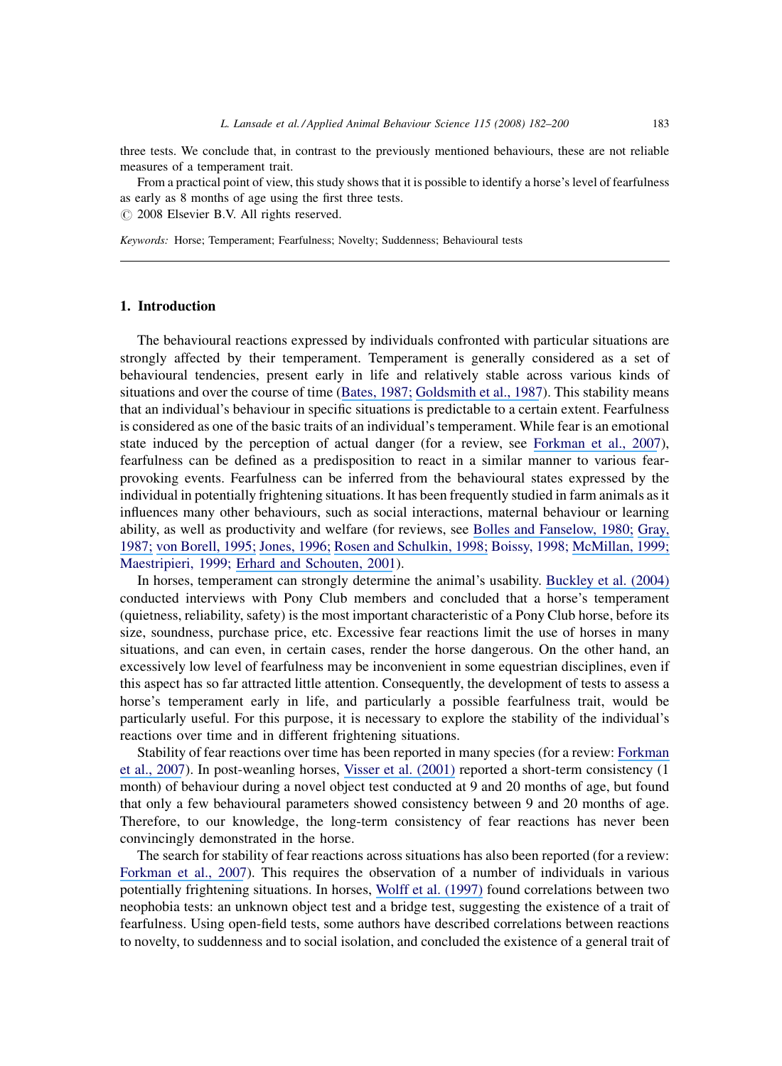three tests. We conclude that, in contrast to the previously mentioned behaviours, these are not reliable measures of a temperament trait.

From a practical point of view, this study shows that it is possible to identify a horse's level of fearfulness as early as 8 months of age using the first three tests.

© 2008 Elsevier B.V. All rights reserved.

*Keywords:* Horse; Temperament; Fearfulness; Novelty; Suddenness; Behavioural tests

## 1. Introduction

The behavioural reactions expressed by individuals confronted with particular situations are strongly affected by their temperament. Temperament is generally considered as a set of behavioural tendencies, present early in life and relatively stable across various kinds of situations and over the course of time (Bates, 1987; Goldsmith et al., 1987). This stability means that an individual's behaviour in specific situations is predictable to a certain extent. Fearfulness is considered as one of the basic traits of an individual's temperament. While fear is an emotional state induced by the perception of actual danger (for a review, see Forkman et al., 2007), fearfulness can be defined as a predisposition to react in a similar manner to various fear-provoking events. Fearfulness can be inferred from the behavioural states expressed by the individual in potentially frightening situations. It has been frequently studied in farm animals as it influences many other behaviours, such as social interactions, maternal behaviour or learning ability, as well as productivity and welfare (for reviews, see Bolles and Fanselow, 1980; Gray, 1987; von Borell, 1995; Jones, 1996; Rosen and Schulkin, 1998; Boissy, 1998; McMillan, 1999; Maestripieri, 1999; Erhard and Schouten, 2001).

In horses, temperament can strongly determine the animal's usability. Buckley et al. (2004) conducted interviews with Pony Club members and concluded that a horse's temperament (quietness, reliability, safety) is the most important characteristic of a Pony Club horse, before its size, soundness, purchase price, etc. Excessive fear reactions limit the use of horses in many situations, and can even, in certain cases, render the horse dangerous. On the other hand, an excessively low level of fearfulness may be inconvenient in some equestrian disciplines, even if this aspect has so far attracted little attention. Consequently, the development of tests to assess a horse's temperament early in life, and particularly a possible fearfulness trait, would be particularly useful. For this purpose, it is necessary to explore the stability of the individual's reactions over time and in different frightening situations.

Stability of fear reactions over time has been reported in many species (for a review: Forkman et al., 2007). In post-weaning horses, Visser et al. (2001) reported a short-term consistency (1 month) of behaviour during a novel object test conducted at 9 and 20 months of age, but found that only a few behavioural parameters showed consistency between 9 and 20 months of age. Therefore, to our knowledge, the long-term consistency of fear reactions has never been convincingly demonstrated in the horse.

The search for stability of fear reactions across situations has also been reported (for a review: Forkman et al., 2007). This requires the observation of a number of individuals in various potentially frightening situations. In horses, Wolff et al. (1997) found correlations between two neophobia tests: an unknown object test and a bridge test, suggesting the existence of a trait of fearfulness. Using open-field tests, some authors have described correlations between reactions to novelty, to suddenness and to social isolation, and concluded the existence of a general trait of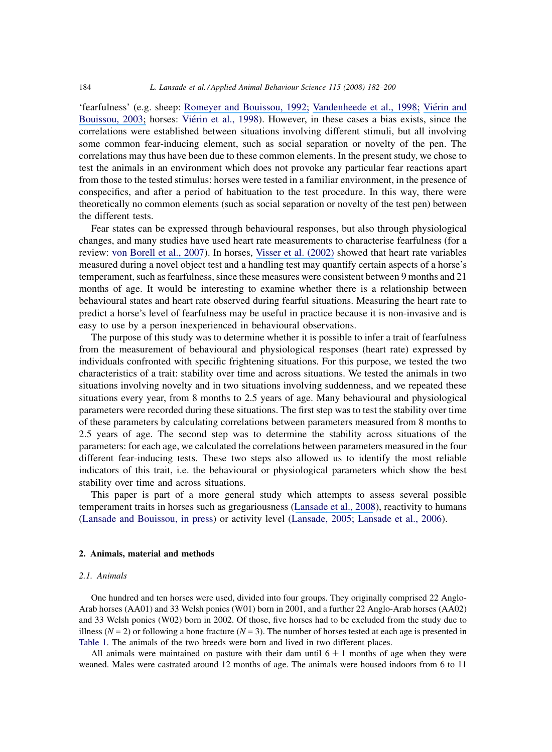'fearfulness' (e.g. sheep: Romeyer and Bouissou, 1992; Vandenheede et al., 1998; Viérin and Bouissou, 2003; horses: Viérin et al., 1998). However, in these cases a bias exists, since the correlations were established between situations involving different stimuli, but all involving some common fear-inducing element, such as social separation or novelty of the pen. The correlations may thus have been due to these common elements. In the present study, we chose to test the animals in an environment which does not provoke any particular fear reactions apart from those to the tested stimulus: horses were tested in a familiar environment, in the presence of conspecifics, and after a period of habituation to the test procedure. In this way, there were theoretically no common elements (such as social separation or novelty of the test pen) between the different tests.

Fear states can be expressed through behavioural responses, but also through physiological changes, and many studies have used heart rate measurements to characterise fearfulness (for a review: von Borell et al., 2007). In horses, Visser et al. (2002) showed that heart rate variables measured during a novel object test and a handling test may quantify certain aspects of a horse's temperament, such as fearfulness, since these measures were consistent between 9 months and 21 months of age. It would be interesting to examine whether there is a relationship between behavioural states and heart rate observed during fearful situations. Measuring the heart rate to predict a horse's level of fearfulness may be useful in practice because it is non-invasive and is easy to use by a person inexperienced in behavioural observations.

The purpose of this study was to determine whether it is possible to infer a trait of fearfulness from the measurement of behavioural and physiological responses (heart rate) expressed by individuals confronted with specific frightening situations. For this purpose, we tested the two characteristics of a trait: stability over time and across situations. We tested the animals in two situations involving novelty and in two situations involving suddenness, and we repeated these situations every year, from 8 months to 2.5 years of age. Many behavioural and physiological parameters were recorded during these situations. The first step was to test the stability over time of these parameters by calculating correlations between parameters measured from 8 months to 2.5 years of age. The second step was to determine the stability across situations of the parameters: for each age, we calculated the correlations between parameters measured in the four different fear-inducing tests. These two steps also allowed us to identify the most reliable indicators of this trait, i.e. the behavioural or physiological parameters which show the best stability over time and across situations.

This paper is part of a more general study which attempts to assess several possible temperament traits in horses such as gregariousness (Lansade et al., 2008), reactivity to humans (Lansade and Bouissou, in press) or activity level (Lansade, 2005; Lansade et al., 2006).

## 2. Animals, material and methods

### 2.1. Animals

One hundred and ten horses were used, divided into four groups. They originally comprised 22 Anglo-Arab horses (AA01) and 33 Welsh ponies (W01) born in 2001, and a further 22 Anglo-Arab horses (AA02) and 33 Welsh ponies (W02) born in 2002. Of those, five horses had to be excluded from the study due to illness ($N = 2$) or following a bone fracture ($N = 3$). The number of horses tested at each age is presented in Table 1. The animals of the two breeds were born and lived in two different places.

All animals were maintained on pasture with their dam until $6 \pm 1$ months of age when they were weaned. Males were castrated around 12 months of age. The animals were housed indoors from 6 to 11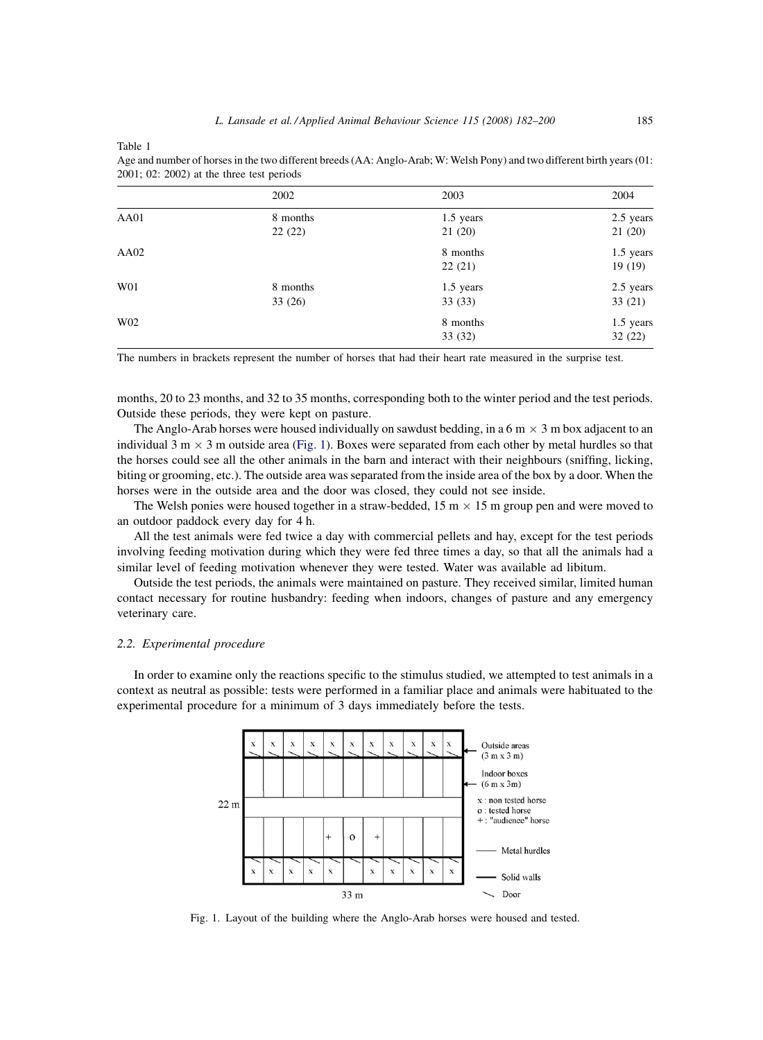Table 1

Age and number of horses in the two different breeds (AA: Anglo-Arab; W: Welsh Pony) and two different birth years (01: 2001; 02: 2002) at the three test periods

| | 2002 | 2003 | 2004 |
|---|---|---|---|
| AA01 | 8 months<br>22 (22) | 1.5 years<br>21 (20) | 2.5 years<br>21 (20) |
| AA02 | | 8 months<br>22 (21) | 1.5 years<br>19 (19) |
| W01 | 8 months<br>33 (26) | 1.5 years<br>33 (33) | 2.5 years<br>33 (21) |
| W02 | | 8 months<br>33 (32) | 1.5 years<br>32 (22) |

The numbers in brackets represent the number of horses that had their heart rate measured in the surprise test.

months, 20 to 23 months, and 32 to 35 months, corresponding both to the winter period and the test periods. Outside these periods, they were kept on pasture.

The Anglo-Arab horses were housed individually on sawdust bedding, in a 6 m × 3 m box adjacent to an individual 3 m × 3 m outside area (Fig. 1). Boxes were separated from each other by metal hurdles so that the horses could see all the other animals in the barn and interact with their neighbours (sniffing, licking, biting or grooming, etc.). The outside area was separated from the inside area of the box by a door. When the horses were in the outside area and the door was closed, they could not see inside.

The Welsh ponies were housed together in a straw-bedded, 15 m × 15 m group pen and were moved to an outdoor paddock every day for 4 h.

All the test animals were fed twice a day with commercial pellets and hay, except for the test periods involving feeding motivation during which they were fed three times a day, so that all the animals had a similar level of feeding motivation whenever they were tested. Water was available ad libitum.

Outside the test periods, the animals were maintained on pasture. They received similar, limited human contact necessary for routine husbandry: feeding when indoors, changes of pasture and any emergency veterinary care.

### *2.2. Experimental procedure*

In order to examine only the reactions specific to the stimulus studied, we attempted to test animals in a context as neutral as possible: tests were performed in a familiar place and animals were habituated to the experimental procedure for a minimum of 3 days immediately before the tests.

Fig. 1. Layout of the building where the Anglo-Arab horses were housed and tested.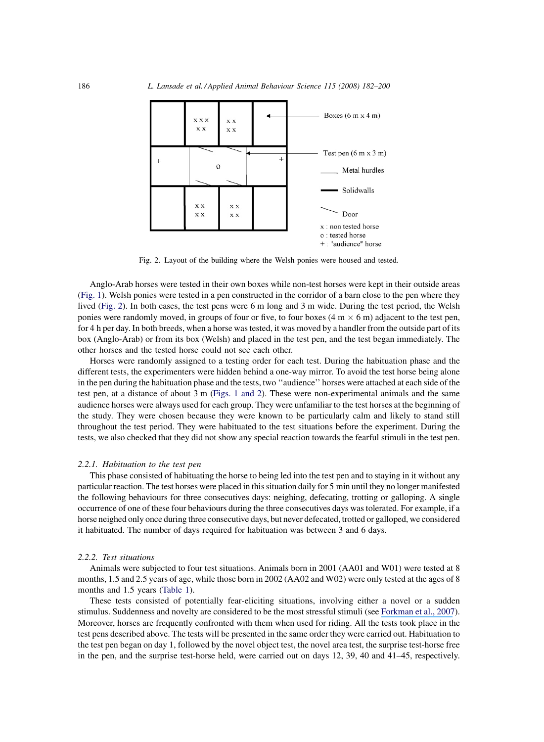Fig. 2. Layout of the building where the Welsh ponies were housed and tested.

Anglo-Arab horses were tested in their own boxes while non-test horses were kept in their outside areas (Fig. 1). Welsh ponies were tested in a pen constructed in the corridor of a barn close to the pen where they lived (Fig. 2). In both cases, the test pens were 6 m long and 3 m wide. During the test period, the Welsh ponies were randomly moved, in groups of four or five, to four boxes (4 m $\times$ 6 m) adjacent to the test pen, for 4 h per day. In both breeds, when a horse was tested, it was moved by a handler from the outside part of its box (Anglo-Arab) or from its box (Welsh) and placed in the test pen, and the test began immediately. The other horses and the tested horse could not see each other.

Horses were randomly assigned to a testing order for each test. During the habituation phase and the different tests, the experimenters were hidden behind a one-way mirror. To avoid the test horse being alone in the pen during the habituation phase and the tests, two ''audience'' horses were attached at each side of the test pen, at a distance of about 3 m (Figs. 1 and 2). These were non-experimental animals and the same audience horses were always used for each group. They were unfamiliar to the test horses at the beginning of the study. They were chosen because they were known to be particularly calm and likely to stand still throughout the test period. They were habituated to the test situations before the experiment. During the tests, we also checked that they did not show any special reaction towards the fearful stimuli in the test pen.

### *2.2.1. Habituation to the test pen*

This phase consisted of habituating the horse to being led into the test pen and to staying in it without any particular reaction. The test horses were placed in this situation daily for 5 min until they no longer manifested the following behaviours for three consecutives days: neighing, defecating, trotting or galloping. A single occurrence of one of these four behaviours during the three consecutives days was tolerated. For example, if a horse neighed only once during three consecutive days, but never defecated, trotted or galloped, we considered it habituated. The number of days required for habituation was between 3 and 6 days.

### *2.2.2. Test situations*

Animals were subjected to four test situations. Animals born in 2001 (AA01 and W01) were tested at 8 months, 1.5 and 2.5 years of age, while those born in 2002 (AA02 and W02) were only tested at the ages of 8 months and 1.5 years (Table 1).

These tests consisted of potentially fear-eliciting situations, involving either a novel or a sudden stimulus. Suddenness and novelty are considered to be the most stressful stimuli (see Forkman et al., 2007). Moreover, horses are frequently confronted with them when used for riding. All the tests took place in the test pens described above. The tests will be presented in the same order they were carried out. Habituation to the test pen began on day 1, followed by the novel object test, the novel area test, the surprise test-horse free in the pen, and the surprise test-horse held, were carried out on days 12, 39, 40 and 41–45, respectively.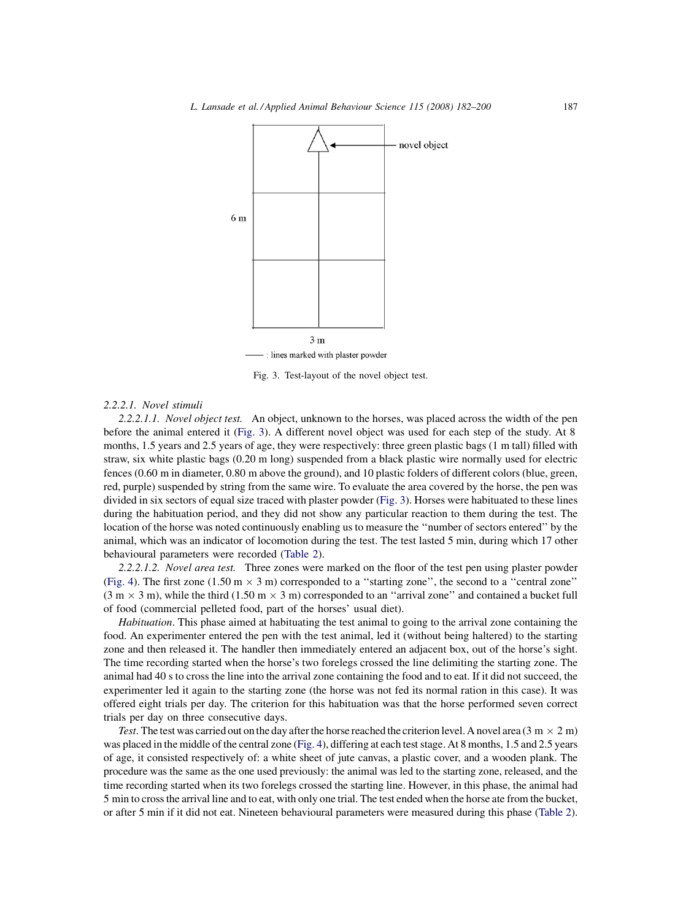Fig. 3. Test-layout of the novel object test.

*2.2.2.1. Novel stimuli*

*2.2.2.1.1. Novel object test.* An object, unknown to the horses, was placed across the width of the pen before the animal entered it (Fig. 3). A different novel object was used for each step of the study. At 8 months, 1.5 years and 2.5 years of age, they were respectively: three green plastic bags (1 m tall) filled with straw, six white plastic bags (0.20 m long) suspended from a black plastic wire normally used for electric fences (0.60 m in diameter, 0.80 m above the ground), and 10 plastic folders of different colors (blue, green, red, purple) suspended by string from the same wire. To evaluate the area covered by the horse, the pen was divided in six sectors of equal size traced with plaster powder (Fig. 3). Horses were habituated to these lines during the habituation period, and they did not show any particular reaction to them during the test. The location of the horse was noted continuously enabling us to measure the ''number of sectors entered'' by the animal, which was an indicator of locomotion during the test. The test lasted 5 min, during which 17 other behavioural parameters were recorded (Table 2).

*2.2.2.1.2. Novel area test.* Three zones were marked on the floor of the test pen using plaster powder (Fig. 4). The first zone (1.50 m $\times$ 3 m) corresponded to a ''starting zone'', the second to a ''central zone'' (3 m $\times$ 3 m), while the third (1.50 m $\times$ 3 m) corresponded to an ''arrival zone'' and contained a bucket full of food (commercial pelleted food, part of the horses' usual diet).

*Habituation*. This phase aimed at habituating the test animal to going to the arrival zone containing the food. An experimenter entered the pen with the test animal, led it (without being haltered) to the starting zone and then released it. The handler then immediately entered an adjacent box, out of the horse's sight. The time recording started when the horse's two forelegs crossed the line delimiting the starting zone. The animal had 40 s to cross the line into the arrival zone containing the food and to eat. If it did not succeed, the experimenter led it again to the starting zone (the horse was not fed its normal ration in this case). It was offered eight trials per day. The criterion for this habituation was that the horse performed seven correct trials per day on three consecutive days.

*Test*. The test was carried out on the day after the horse reached the criterion level. A novel area (3 m $\times$ 2 m) was placed in the middle of the central zone (Fig. 4), differing at each test stage. At 8 months, 1.5 and 2.5 years of age, it consisted respectively of: a white sheet of jute canvas, a plastic cover, and a wooden plank. The procedure was the same as the one used previously: the animal was led to the starting zone, released, and the time recording started when its two forelegs crossed the starting line. However, in this phase, the animal had 5 min to cross the arrival line and to eat, with only one trial. The test ended when the horse ate from the bucket, or after 5 min if it did not eat. Nineteen behavioural parameters were measured during this phase (Table 2).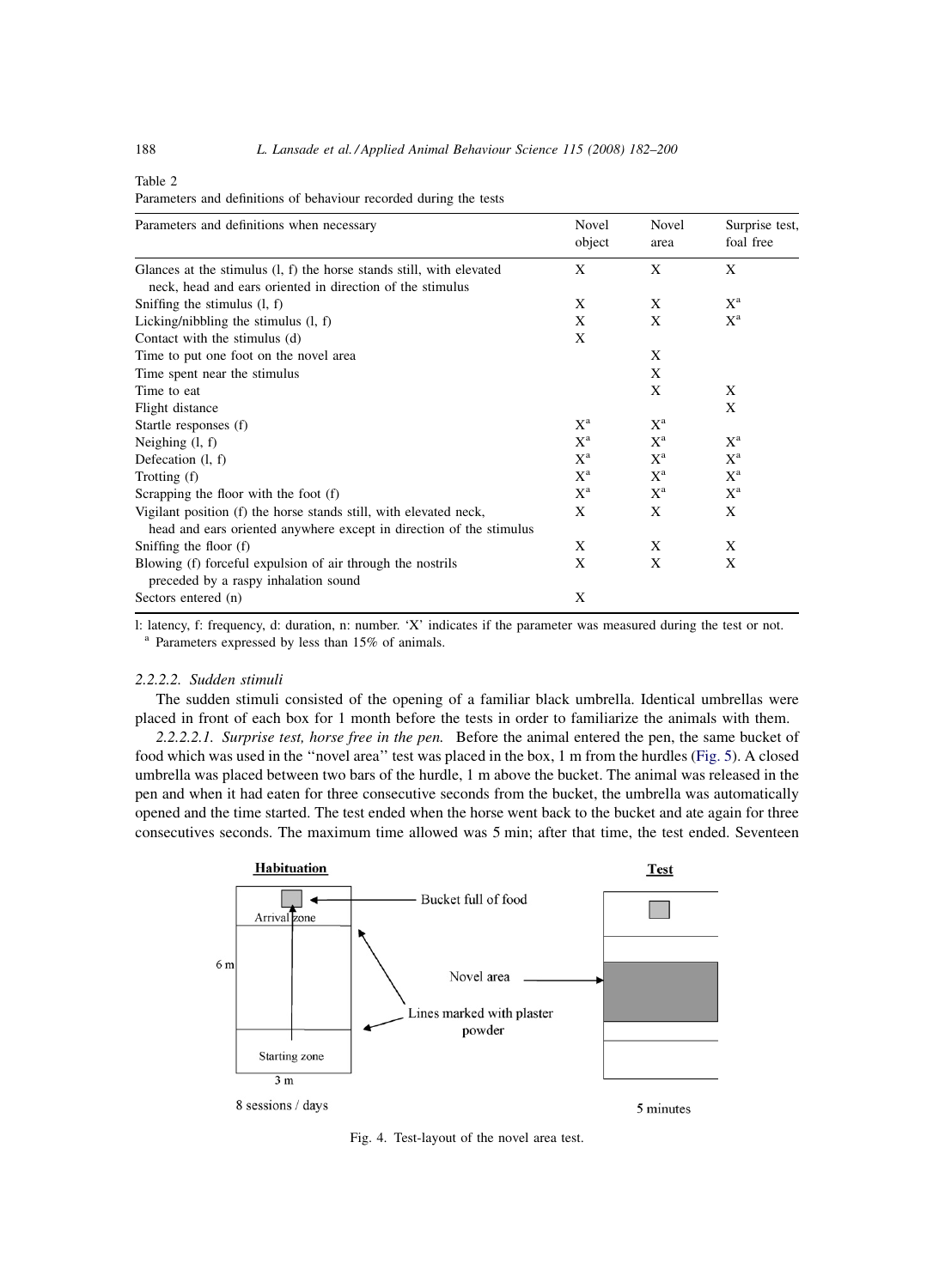Table 2
Parameters and definitions of behaviour recorded during the tests

| Parameters and definitions when necessary | Novel object | Novel area | Surprise test, foal free |
|---|---|---|---|
| Glances at the stimulus (l, f) the horse stands still, with elevated neck, head and ears oriented in direction of the stimulus | X | X | X |
| Sniffing the stimulus (l, f) | X | X | X[a] |
| Licking/nibbling the stimulus (l, f) | X | X | X[a] |
| Contact with the stimulus (d) | X | | |
| Time to put one foot on the novel area | | X | |
| Time spent near the stimulus | | X | |
| Time to eat | | X | X |
| Flight distance | | | X |
| Startle responses (f) | X[a] | X[a] | |
| Neighing (l, f) | X[a] | X[a] | X[a] |
| Defecation (l, f) | X[a] | X[a] | X[a] |
| Trotting (f) | X[a] | X[a] | X[a] |
| Scrapping the floor with the foot (f) | X[a] | X[a] | X[a] |
| Vigilant position (f) the horse stands still, with elevated neck, head and ears oriented anywhere except in direction of the stimulus | X | X | X |
| Sniffing the floor (f) | X | X | X |
| Blowing (f) forceful expulsion of air through the nostrils preceded by a raspy inhalation sound | X | X | X |
| Sectors entered (n) | X | | |

l: latency, f: frequency, d: duration, n: number. 'X' indicates if the parameter was measured during the test or not.
[a] Parameters expressed by less than 15% of animals.

#### 2.2.2.2. Sudden stimuli

The sudden stimuli consisted of the opening of a familiar black umbrella. Identical umbrellas were placed in front of each box for 1 month before the tests in order to familiarize the animals with them.

*2.2.2.2.1. Surprise test, horse free in the pen.* Before the animal entered the pen, the same bucket of food which was used in the "novel area" test was placed in the box, 1 m from the hurdles (Fig. 5). A closed umbrella was placed between two bars of the hurdle, 1 m above the bucket. The animal was released in the pen and when it had eaten for three consecutive seconds from the bucket, the umbrella was automatically opened and the time started. The test ended when the horse went back to the bucket and ate again for three consecutives seconds. The maximum time allowed was 5 min; after that time, the test ended. Seventeen

Habituation — Bucket full of food; Arrival zone; 6 m; Lines marked with plaster powder; Starting zone; 3 m; 8 sessions / days. Test — Novel area; 5 minutes

Fig. 4. Test-layout of the novel area test.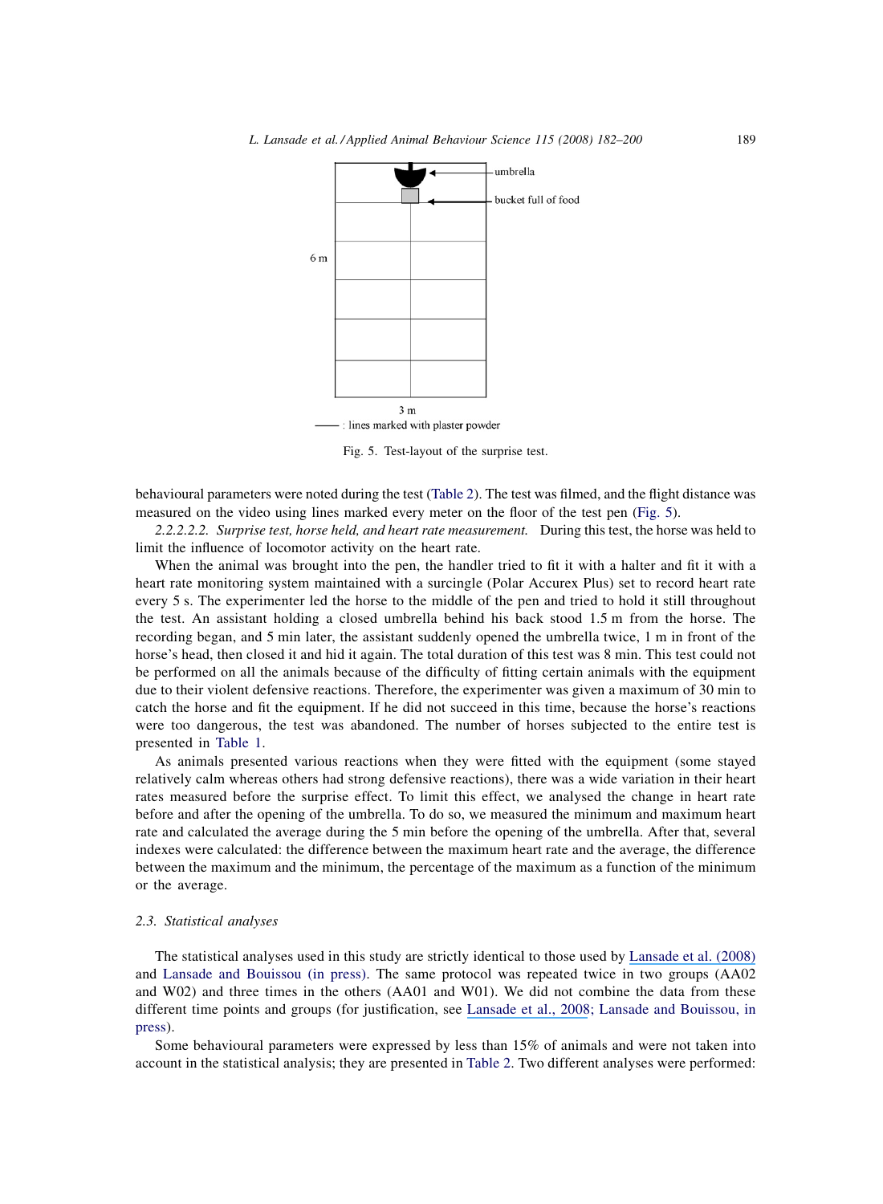umbrella

bucket full of food

6 m

3 m

—— : lines marked with plaster powder

Fig. 5. Test-layout of the surprise test.

behavioural parameters were noted during the test (Table 2). The test was filmed, and the flight distance was measured on the video using lines marked every meter on the floor of the test pen (Fig. 5).

*2.2.2.2.2. Surprise test, horse held, and heart rate measurement.* During this test, the horse was held to limit the influence of locomotor activity on the heart rate.

When the animal was brought into the pen, the handler tried to fit it with a halter and fit it with a heart rate monitoring system maintained with a surcingle (Polar Accurex Plus) set to record heart rate every 5 s. The experimenter led the horse to the middle of the pen and tried to hold it still throughout the test. An assistant holding a closed umbrella behind his back stood 1.5 m from the horse. The recording began, and 5 min later, the assistant suddenly opened the umbrella twice, 1 m in front of the horse's head, then closed it and hid it again. The total duration of this test was 8 min. This test could not be performed on all the animals because of the difficulty of fitting certain animals with the equipment due to their violent defensive reactions. Therefore, the experimenter was given a maximum of 30 min to catch the horse and fit the equipment. If he did not succeed in this time, because the horse's reactions were too dangerous, the test was abandoned. The number of horses subjected to the entire test is presented in Table 1.

As animals presented various reactions when they were fitted with the equipment (some stayed relatively calm whereas others had strong defensive reactions), there was a wide variation in their heart rates measured before the surprise effect. To limit this effect, we analysed the change in heart rate before and after the opening of the umbrella. To do so, we measured the minimum and maximum heart rate and calculated the average during the 5 min before the opening of the umbrella. After that, several indexes were calculated: the difference between the maximum heart rate and the average, the difference between the maximum and the minimum, the percentage of the maximum as a function of the minimum or the average.

### *2.3. Statistical analyses*

The statistical analyses used in this study are strictly identical to those used by Lansade et al. (2008) and Lansade and Bouissou (in press). The same protocol was repeated twice in two groups (AA02 and W02) and three times in the others (AA01 and W01). We did not combine the data from these different time points and groups (for justification, see Lansade et al., 2008; Lansade and Bouissou, in press).

Some behavioural parameters were expressed by less than 15% of animals and were not taken into account in the statistical analysis; they are presented in Table 2. Two different analyses were performed: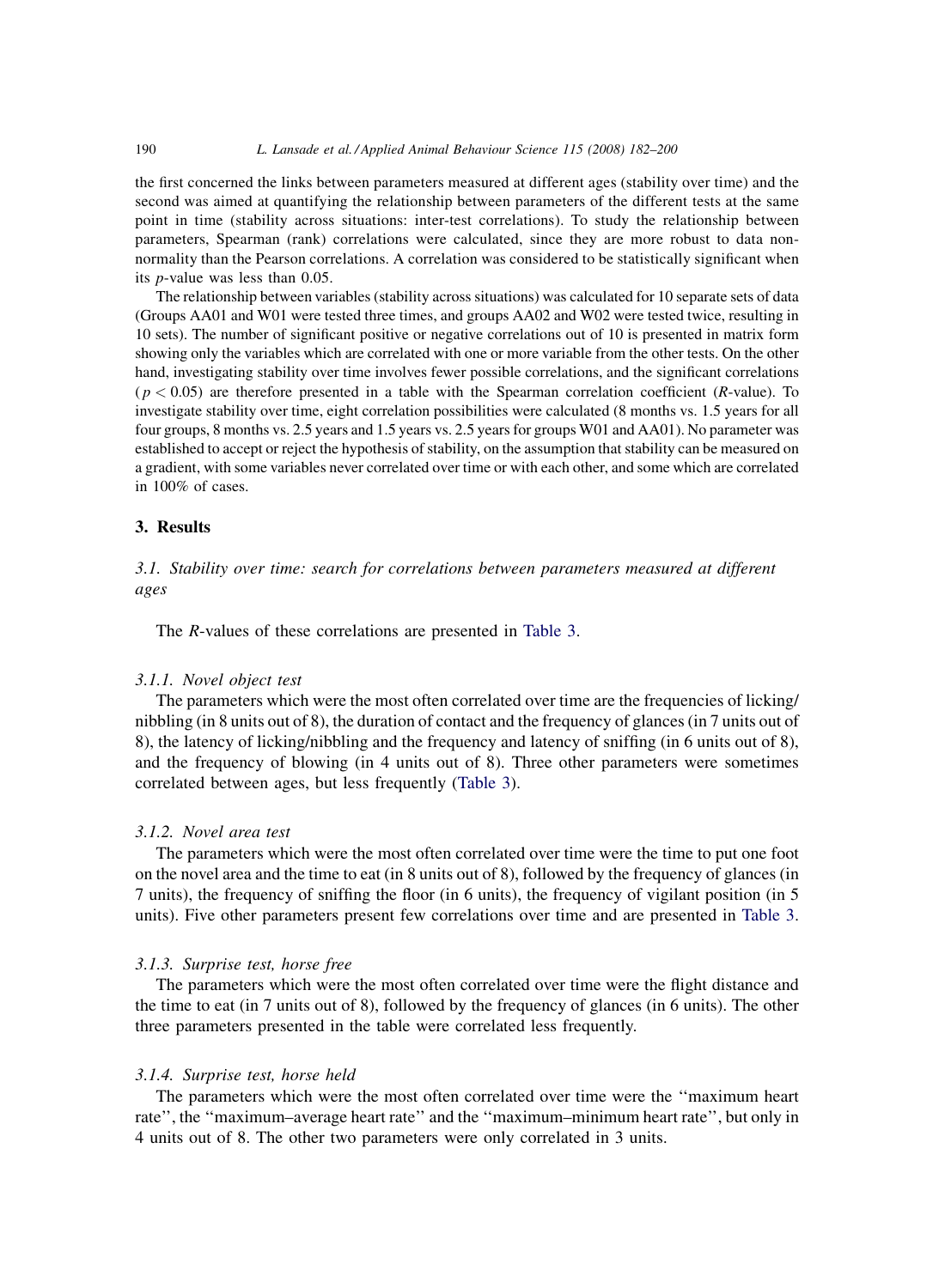the first concerned the links between parameters measured at different ages (stability over time) and the second was aimed at quantifying the relationship between parameters of the different tests at the same point in time (stability across situations: inter-test correlations). To study the relationship between parameters, Spearman (rank) correlations were calculated, since they are more robust to data non-normality than the Pearson correlations. A correlation was considered to be statistically significant when its $p$-value was less than 0.05.

The relationship between variables (stability across situations) was calculated for 10 separate sets of data (Groups AA01 and W01 were tested three times, and groups AA02 and W02 were tested twice, resulting in 10 sets). The number of significant positive or negative correlations out of 10 is presented in matrix form showing only the variables which are correlated with one or more variable from the other tests. On the other hand, investigating stability over time involves fewer possible correlations, and the significant correlations ($p < 0.05$) are therefore presented in a table with the Spearman correlation coefficient ($R$-value). To investigate stability over time, eight correlation possibilities were calculated (8 months vs. 1.5 years for all four groups, 8 months vs. 2.5 years and 1.5 years vs. 2.5 years for groups W01 and AA01). No parameter was established to accept or reject the hypothesis of stability, on the assumption that stability can be measured on a gradient, with some variables never correlated over time or with each other, and some which are correlated in 100% of cases.

## 3. Results

### *3.1. Stability over time: search for correlations between parameters measured at different ages*

The $R$-values of these correlations are presented in Table 3.

#### *3.1.1. Novel object test*

The parameters which were the most often correlated over time are the frequencies of licking/nibbling (in 8 units out of 8), the duration of contact and the frequency of glances (in 7 units out of 8), the latency of licking/nibbling and the frequency and latency of sniffing (in 6 units out of 8), and the frequency of blowing (in 4 units out of 8). Three other parameters were sometimes correlated between ages, but less frequently (Table 3).

#### *3.1.2. Novel area test*

The parameters which were the most often correlated over time were the time to put one foot on the novel area and the time to eat (in 8 units out of 8), followed by the frequency of glances (in 7 units), the frequency of sniffing the floor (in 6 units), the frequency of vigilant position (in 5 units). Five other parameters present few correlations over time and are presented in Table 3.

#### *3.1.3. Surprise test, horse free*

The parameters which were the most often correlated over time were the flight distance and the time to eat (in 7 units out of 8), followed by the frequency of glances (in 6 units). The other three parameters presented in the table were correlated less frequently.

#### *3.1.4. Surprise test, horse held*

The parameters which were the most often correlated over time were the ''maximum heart rate'', the ''maximum–average heart rate'' and the ''maximum–minimum heart rate'', but only in 4 units out of 8. The other two parameters were only correlated in 3 units.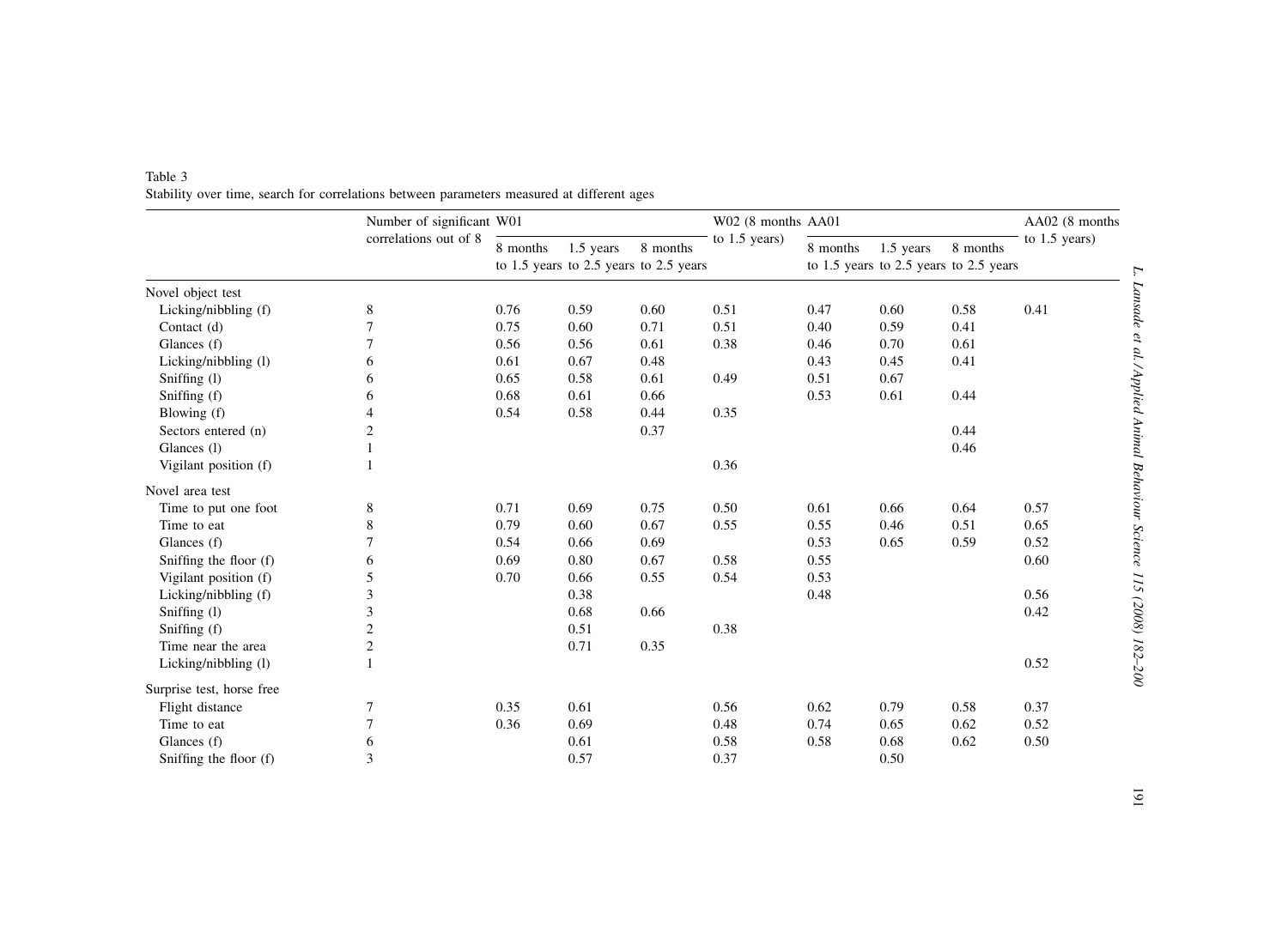Table 3
Stability over time, search for correlations between parameters measured at different ages

| | Number of significant correlations out of 8 | W01 | | | W02 (8 months to 1.5 years) | AA01 | | | AA02 (8 months to 1.5 years) |
|---|---|---|---|---|---|---|---|---|---|
| | | 8 months to 1.5 years | 1.5 years to 2.5 years | 8 months to 2.5 years | | 8 months to 1.5 years | 1.5 years to 2.5 years | 8 months to 2.5 years | |
| Novel object test | | | | | | | | | |
| Licking/nibbling (f) | 8 | 0.76 | 0.59 | 0.60 | 0.51 | 0.47 | 0.60 | 0.58 | 0.41 |
| Contact (d) | 7 | 0.75 | 0.60 | 0.71 | 0.51 | 0.40 | 0.59 | 0.41 | |
| Glances (f) | 7 | 0.56 | 0.56 | 0.61 | 0.38 | 0.46 | 0.70 | 0.61 | |
| Licking/nibbling (l) | 6 | 0.61 | 0.67 | 0.48 | | 0.43 | 0.45 | 0.41 | |
| Sniffing (l) | 6 | 0.65 | 0.58 | 0.61 | 0.49 | 0.51 | 0.67 | | |
| Sniffing (f) | 6 | 0.68 | 0.61 | 0.66 | | 0.53 | 0.61 | 0.44 | |
| Blowing (f) | 4 | 0.54 | 0.58 | 0.44 | 0.35 | | | | |
| Sectors entered (n) | 2 | | | 0.37 | | | | 0.44 | |
| Glances (l) | 1 | | | | | | | 0.46 | |
| Vigilant position (f) | 1 | | | | 0.36 | | | | |
| Novel area test | | | | | | | | | |
| Time to put one foot | 8 | 0.71 | 0.69 | 0.75 | 0.50 | 0.61 | 0.66 | 0.64 | 0.57 |
| Time to eat | 8 | 0.79 | 0.60 | 0.67 | 0.55 | 0.55 | 0.46 | 0.51 | 0.65 |
| Glances (f) | 7 | 0.54 | 0.66 | 0.69 | | 0.53 | 0.65 | 0.59 | 0.52 |
| Sniffing the floor (f) | 6 | 0.69 | 0.80 | 0.67 | 0.58 | 0.55 | | | 0.60 |
| Vigilant position (f) | 5 | 0.70 | 0.66 | 0.55 | 0.54 | 0.53 | | | |
| Licking/nibbling (f) | 3 | | 0.38 | | | 0.48 | | | 0.56 |
| Sniffing (l) | 3 | | 0.68 | 0.66 | | | | | 0.42 |
| Sniffing (f) | 2 | | 0.51 | | 0.38 | | | | |
| Time near the area | 2 | | 0.71 | 0.35 | | | | | |
| Licking/nibbling (l) | 1 | | | | | | | | 0.52 |
| Surprise test, horse free | | | | | | | | | |
| Flight distance | 7 | 0.35 | 0.61 | | 0.56 | 0.62 | 0.79 | 0.58 | 0.37 |
| Time to eat | 7 | 0.36 | 0.69 | | 0.48 | 0.74 | 0.65 | 0.62 | 0.52 |
| Glances (f) | 6 | | 0.61 | | 0.58 | 0.58 | 0.68 | 0.62 | 0.50 |
| Sniffing the floor (f) | 3 | | 0.57 | | 0.37 | | 0.50 | | |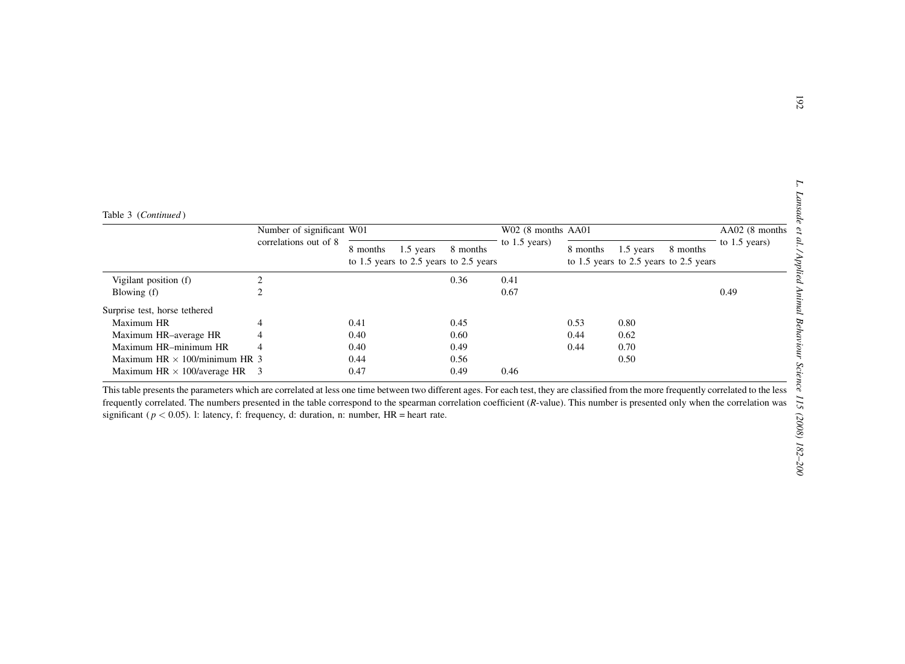Table 3 (*Continued*)

| | Number of significant correlations out of 8 | W01 | | | W02 (8 months to 1.5 years) | AA01 | | | AA02 (8 months to 1.5 years) |
|---|---|---|---|---|---|---|---|---|---|
| | | 8 months to 1.5 years | 1.5 years to 2.5 years | 8 months to 2.5 years | | 8 months to 1.5 years | 1.5 years to 2.5 years | 8 months to 2.5 years | |
| Vigilant position (f) | 2 | | | 0.36 | 0.41 | | | | |
| Blowing (f) | 2 | | | | 0.67 | | | | 0.49 |
| Surprise test, horse tethered | | | | | | | | | |
| Maximum HR | 4 | 0.41 | | 0.45 | | 0.53 | 0.80 | | |
| Maximum HR–average HR | 4 | 0.40 | | 0.60 | | 0.44 | 0.62 | | |
| Maximum HR–minimum HR | 4 | 0.40 | | 0.49 | | 0.44 | 0.70 | | |
| Maximum HR × 100/minimum HR | 3 | 0.44 | | 0.56 | | | 0.50 | | |
| Maximum HR × 100/average HR | 3 | 0.47 | | 0.49 | 0.46 | | | | |

This table presents the parameters which are correlated at less one time between two different ages. For each test, they are classified from the more frequently correlated to the less frequently correlated. The numbers presented in the table correspond to the spearman correlation coefficient ($R$-value). This number is presented only when the correlation was significant ($p < 0.05$). l: latency, f: frequency, d: duration, n: number, HR = heart rate.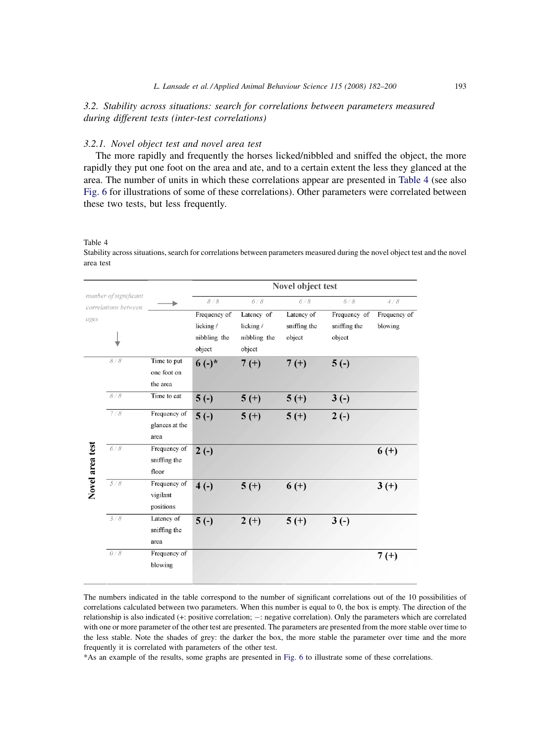### 3.2. Stability across situations: search for correlations between parameters measured during different tests (inter-test correlations)

#### 3.2.1. Novel object test and novel area test

The more rapidly and frequently the horses licked/nibbled and sniffed the object, the more rapidly they put one foot on the area and ate, and to a certain extent the less they glanced at the area. The number of units in which these correlations appear are presented in Table 4 (see also Fig. 6 for illustrations of some of these correlations). Other parameters were correlated between these two tests, but less frequently.

Table 4
Stability across situations, search for correlations between parameters measured during the novel object test and the novel area test

| | number of significant correlations between ages → | Novel object test | | | | |
|---|---|---|---|---|---|---|
| | | 8/8 | 6/8 | 6/8 | 6/8 | 4/8 |
| | | Frequency of licking / nibbling the object | Latency of licking / nibbling the object | Latency of sniffing the object | Frequency of sniffing the object | Frequency of blowing |
| Novel area test | 8/8 Time to put one foot on the area | 6 (-)* | 7 (+) | 7 (+) | 5 (-) | |
| | 8/8 Time to eat | 5 (-) | 5 (+) | 5 (+) | 3 (-) | |
| | 7/8 Frequency of glances at the area | 5 (-) | 5 (+) | 5 (+) | 2 (-) | |
| | 6/8 Frequency of sniffing the floor | 2 (-) | | | | 6 (+) |
| | 5/8 Frequency of vigilant positions | 4 (-) | 5 (+) | 6 (+) | | 3 (+) |
| | 3/8 Latency of sniffing the area | 5 (-) | 2 (+) | 5 (+) | 3 (-) | |
| | 0/8 Frequency of blowing | | | | | 7 (+) |

The numbers indicated in the table correspond to the number of significant correlations out of the 10 possibilities of correlations calculated between two parameters. When this number is equal to 0, the box is empty. The direction of the relationship is also indicated (+: positive correlation; −: negative correlation). Only the parameters which are correlated with one or more parameter of the other test are presented. The parameters are presented from the more stable over time to the less stable. Note the shades of grey: the darker the box, the more stable the parameter over time and the more frequently it is correlated with parameters of the other test.

*As an example of the results, some graphs are presented in Fig. 6 to illustrate some of these correlations.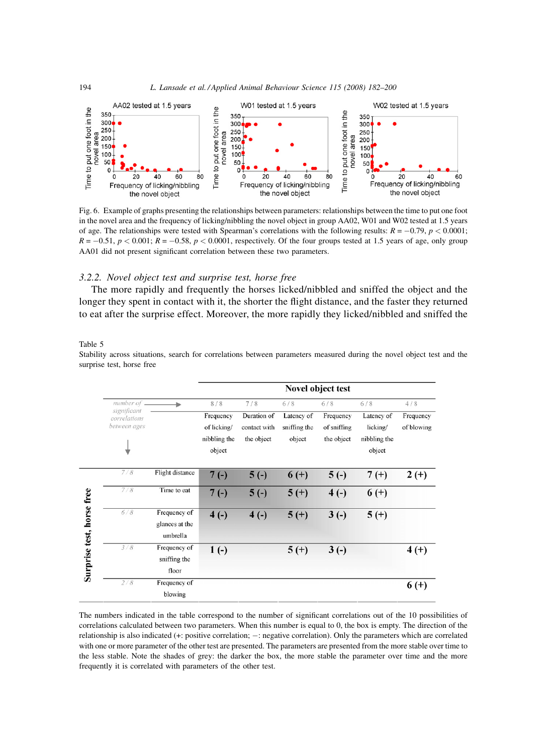Fig. 6. Example of graphs presenting the relationships between parameters: relationships between the time to put one foot in the novel area and the frequency of licking/nibbling the novel object in group AA02, W01 and W02 tested at 1.5 years of age. The relationships were tested with Spearman's correlations with the following results: $R = -0.79$, $p < 0.0001$; $R = -0.51$, $p < 0.001$; $R = -0.58$, $p < 0.0001$, respectively. Of the four groups tested at 1.5 years of age, only group AA01 did not present significant correlation between these two parameters.

### 3.2.2. Novel object test and surprise test, horse free

The more rapidly and frequently the horses licked/nibbled and sniffed the object and the longer they spent in contact with it, the shorter the flight distance, and the faster they returned to eat after the surprise effect. Moreover, the more rapidly they licked/nibbled and sniffed the

Table 5

Stability across situations, search for correlations between parameters measured during the novel object test and the surprise test, horse free

| | | Novel object test | | | | | |
|---|---|---|---|---|---|---|---|
| number of significant correlations between ages → ↓ | | 8 / 8 | 7 / 8 | 6 / 8 | 6 / 8 | 6 / 8 | 4 / 8 |
| | | Frequency of licking/ nibbling the object | Duration of contact with the object | Latency of sniffing the object | Frequency of sniffing the object | Latency of licking/ nibbling the object | Frequency of blowing |
| **Surprise test, horse free** 7 / 8 | Flight distance | 7 (-) | 5 (-) | 6 (+) | 5 (-) | 7 (+) | 2 (+) |
| 7 / 8 | Time to eat | 7 (-) | 5 (-) | 5 (+) | 4 (-) | 6 (+) | |
| 6 / 8 | Frequency of glances at the umbrella | 4 (-) | 4 (-) | 5 (+) | 3 (-) | 5 (+) | |
| 3 / 8 | Frequency of sniffing the floor | 1 (-) | | 5 (+) | 3 (-) | | 4 (+) |
| 2 / 8 | Frequency of blowing | | | | | | 6 (+) |

The numbers indicated in the table correspond to the number of significant correlations out of the 10 possibilities of correlations calculated between two parameters. When this number is equal to 0, the box is empty. The direction of the relationship is also indicated (+: positive correlation; −: negative correlation). Only the parameters which are correlated with one or more parameter of the other test are presented. The parameters are presented from the more stable over time to the less stable. Note the shades of grey: the darker the box, the more stable the parameter over time and the more frequently it is correlated with parameters of the other test.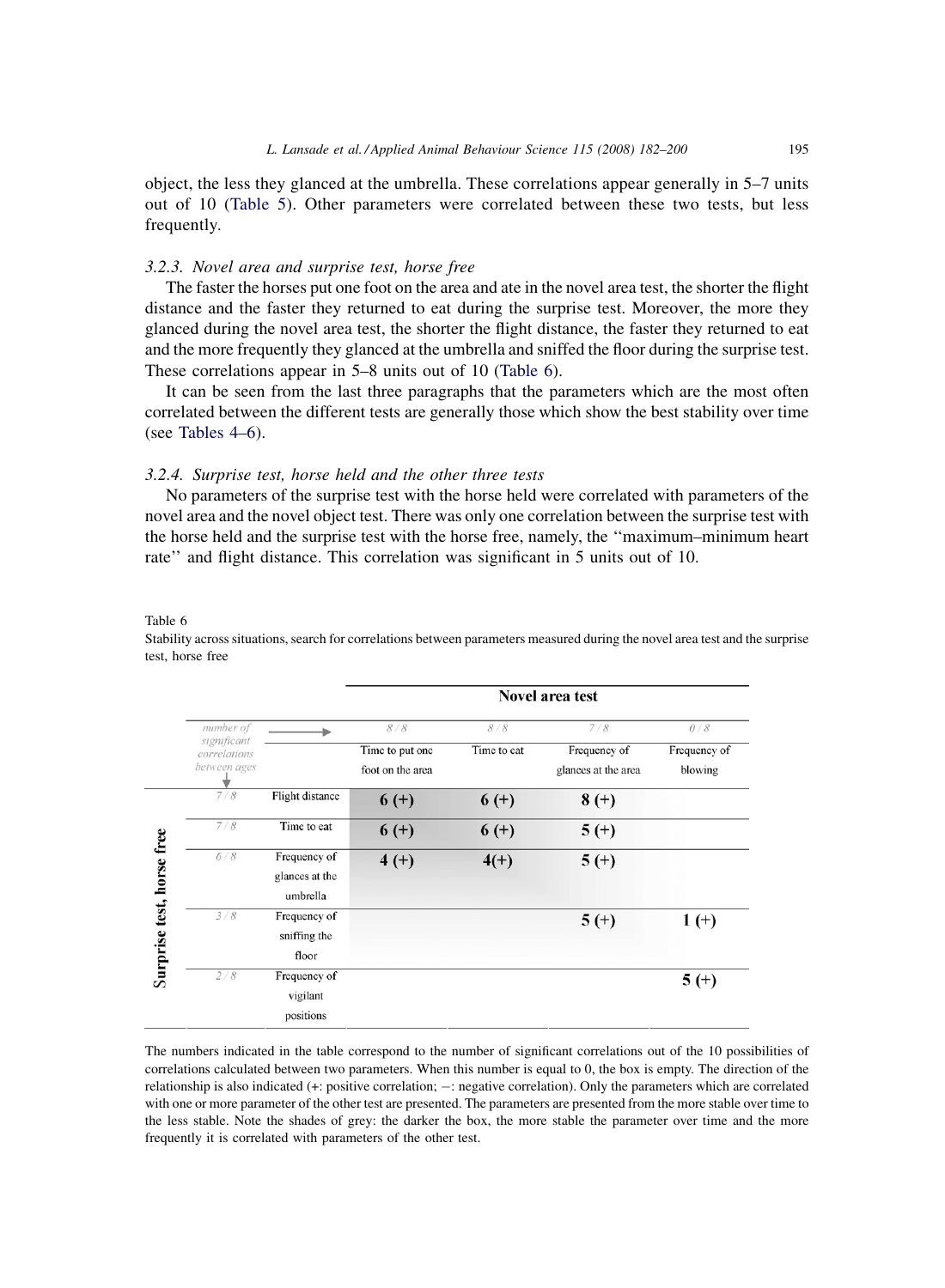object, the less they glanced at the umbrella. These correlations appear generally in 5–7 units out of 10 (Table 5). Other parameters were correlated between these two tests, but less frequently.

### 3.2.3. Novel area and surprise test, horse free

The faster the horses put one foot on the area and ate in the novel area test, the shorter the flight distance and the faster they returned to eat during the surprise test. Moreover, the more they glanced during the novel area test, the shorter the flight distance, the faster they returned to eat and the more frequently they glanced at the umbrella and sniffed the floor during the surprise test. These correlations appear in 5–8 units out of 10 (Table 6).

It can be seen from the last three paragraphs that the parameters which are the most often correlated between the different tests are generally those which show the best stability over time (see Tables 4–6).

### 3.2.4. Surprise test, horse held and the other three tests

No parameters of the surprise test with the horse held were correlated with parameters of the novel area and the novel object test. There was only one correlation between the surprise test with the horse held and the surprise test with the horse free, namely, the ''maximum–minimum heart rate'' and flight distance. This correlation was significant in 5 units out of 10.

Table 6

Stability across situations, search for correlations between parameters measured during the novel area test and the surprise test, horse free

| | number of significant correlations between ages | | Novel area test | | | |
|---|---|---|---|---|---|---|
| | | → | 8/8 | 8/8 | 7/8 | 0/8 |
| | | | Time to put one foot on the area | Time to eat | Frequency of glances at the area | Frequency of blowing |
| Surprise test, horse free | 7/8 | Flight distance | **6 (+)** | **6 (+)** | **8 (+)** | |
| | 7/8 | Time to eat | **6 (+)** | **6 (+)** | **5 (+)** | |
| | 6/8 | Frequency of glances at the umbrella | **4 (+)** | **4(+)** | **5 (+)** | |
| | 3/8 | Frequency of sniffing the floor | | | **5 (+)** | **1 (+)** |
| | 2/8 | Frequency of vigilant positions | | | | **5 (+)** |

The numbers indicated in the table correspond to the number of significant correlations out of the 10 possibilities of correlations calculated between two parameters. When this number is equal to 0, the box is empty. The direction of the relationship is also indicated (+: positive correlation; −: negative correlation). Only the parameters which are correlated with one or more parameter of the other test are presented. The parameters are presented from the more stable over time to the less stable. Note the shades of grey: the darker the box, the more stable the parameter over time and the more frequently it is correlated with parameters of the other test.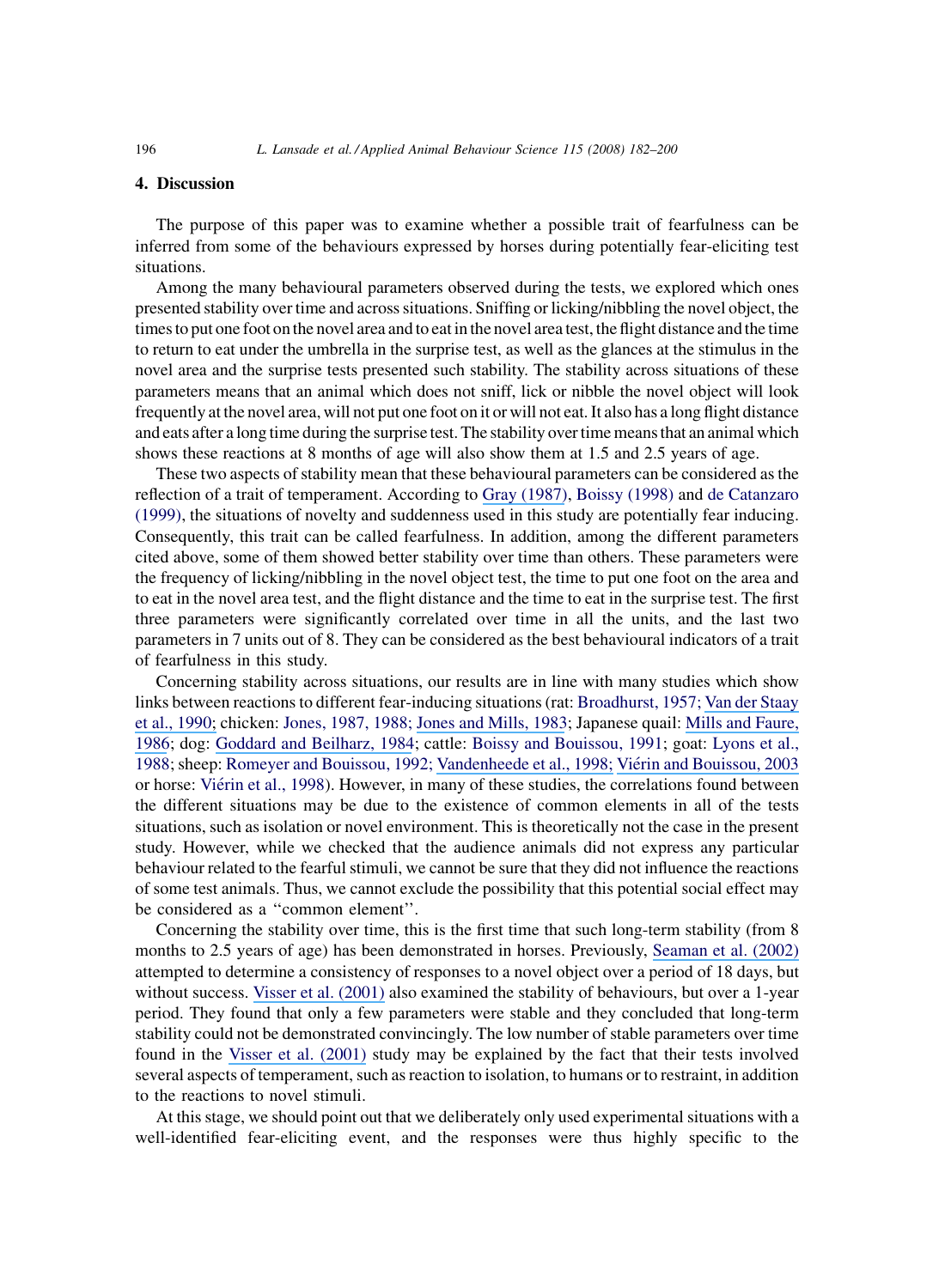## 4. Discussion

The purpose of this paper was to examine whether a possible trait of fearfulness can be inferred from some of the behaviours expressed by horses during potentially fear-eliciting test situations.

Among the many behavioural parameters observed during the tests, we explored which ones presented stability over time and across situations. Sniffing or licking/nibbling the novel object, the times to put one foot on the novel area and to eat in the novel area test, the flight distance and the time to return to eat under the umbrella in the surprise test, as well as the glances at the stimulus in the novel area and the surprise tests presented such stability. The stability across situations of these parameters means that an animal which does not sniff, lick or nibble the novel object will look frequently at the novel area, will not put one foot on it or will not eat. It also has a long flight distance and eats after a long time during the surprise test. The stability over time means that an animal which shows these reactions at 8 months of age will also show them at 1.5 and 2.5 years of age.

These two aspects of stability mean that these behavioural parameters can be considered as the reflection of a trait of temperament. According to Gray (1987), Boissy (1998) and de Catanzaro (1999), the situations of novelty and suddenness used in this study are potentially fear inducing. Consequently, this trait can be called fearfulness. In addition, among the different parameters cited above, some of them showed better stability over time than others. These parameters were the frequency of licking/nibbling in the novel object test, the time to put one foot on the area and to eat in the novel area test, and the flight distance and the time to eat in the surprise test. The first three parameters were significantly correlated over time in all the units, and the last two parameters in 7 units out of 8. They can be considered as the best behavioural indicators of a trait of fearfulness in this study.

Concerning stability across situations, our results are in line with many studies which show links between reactions to different fear-inducing situations (rat: Broadhurst, 1957; Van der Staay et al., 1990; chicken: Jones, 1987, 1988; Jones and Mills, 1983; Japanese quail: Mills and Faure, 1986; dog: Goddard and Beilharz, 1984; cattle: Boissy and Bouissou, 1991; goat: Lyons et al., 1988; sheep: Romeyer and Bouissou, 1992; Vandenheede et al., 1998; Viérin and Bouissou, 2003 or horse: Viérin et al., 1998). However, in many of these studies, the correlations found between the different situations may be due to the existence of common elements in all of the tests situations, such as isolation or novel environment. This is theoretically not the case in the present study. However, while we checked that the audience animals did not express any particular behaviour related to the fearful stimuli, we cannot be sure that they did not influence the reactions of some test animals. Thus, we cannot exclude the possibility that this potential social effect may be considered as a ‘‘common element’’.

Concerning the stability over time, this is the first time that such long-term stability (from 8 months to 2.5 years of age) has been demonstrated in horses. Previously, Seaman et al. (2002) attempted to determine a consistency of responses to a novel object over a period of 18 days, but without success. Visser et al. (2001) also examined the stability of behaviours, but over a 1-year period. They found that only a few parameters were stable and they concluded that long-term stability could not be demonstrated convincingly. The low number of stable parameters over time found in the Visser et al. (2001) study may be explained by the fact that their tests involved several aspects of temperament, such as reaction to isolation, to humans or to restraint, in addition to the reactions to novel stimuli.

At this stage, we should point out that we deliberately only used experimental situations with a well-identified fear-eliciting event, and the responses were thus highly specific to the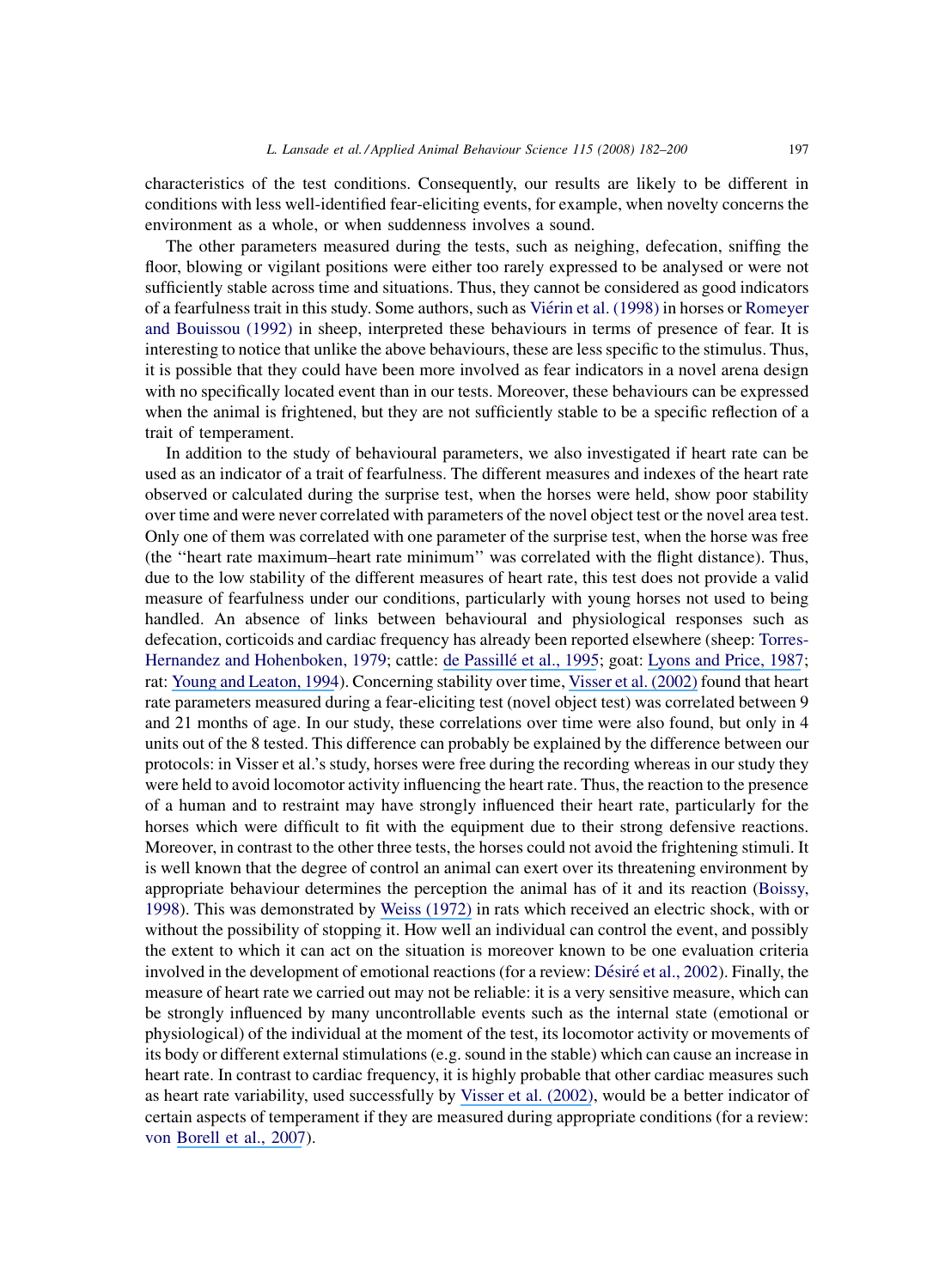characteristics of the test conditions. Consequently, our results are likely to be different in conditions with less well-identified fear-eliciting events, for example, when novelty concerns the environment as a whole, or when suddenness involves a sound.

The other parameters measured during the tests, such as neighing, defecation, sniffing the floor, blowing or vigilant positions were either too rarely expressed to be analysed or were not sufficiently stable across time and situations. Thus, they cannot be considered as good indicators of a fearfulness trait in this study. Some authors, such as Viérin et al. (1998) in horses or Romeyer and Bouissou (1992) in sheep, interpreted these behaviours in terms of presence of fear. It is interesting to notice that unlike the above behaviours, these are less specific to the stimulus. Thus, it is possible that they could have been more involved as fear indicators in a novel arena design with no specifically located event than in our tests. Moreover, these behaviours can be expressed when the animal is frightened, but they are not sufficiently stable to be a specific reflection of a trait of temperament.

In addition to the study of behavioural parameters, we also investigated if heart rate can be used as an indicator of a trait of fearfulness. The different measures and indexes of the heart rate observed or calculated during the surprise test, when the horses were held, show poor stability over time and were never correlated with parameters of the novel object test or the novel area test. Only one of them was correlated with one parameter of the surprise test, when the horse was free (the ''heart rate maximum–heart rate minimum'' was correlated with the flight distance). Thus, due to the low stability of the different measures of heart rate, this test does not provide a valid measure of fearfulness under our conditions, particularly with young horses not used to being handled. An absence of links between behavioural and physiological responses such as defecation, corticoids and cardiac frequency has already been reported elsewhere (sheep: Torres-Hernandez and Hohenboken, 1979; cattle: de Passillé et al., 1995; goat: Lyons and Price, 1987; rat: Young and Leaton, 1994). Concerning stability over time, Visser et al. (2002) found that heart rate parameters measured during a fear-eliciting test (novel object test) was correlated between 9 and 21 months of age. In our study, these correlations over time were also found, but only in 4 units out of the 8 tested. This difference can probably be explained by the difference between our protocols: in Visser et al.'s study, horses were free during the recording whereas in our study they were held to avoid locomotor activity influencing the heart rate. Thus, the reaction to the presence of a human and to restraint may have strongly influenced their heart rate, particularly for the horses which were difficult to fit with the equipment due to their strong defensive reactions. Moreover, in contrast to the other three tests, the horses could not avoid the frightening stimuli. It is well known that the degree of control an animal can exert over its threatening environment by appropriate behaviour determines the perception the animal has of it and its reaction (Boissy, 1998). This was demonstrated by Weiss (1972) in rats which received an electric shock, with or without the possibility of stopping it. How well an individual can control the event, and possibly the extent to which it can act on the situation is moreover known to be one evaluation criteria involved in the development of emotional reactions (for a review: Désiré et al., 2002). Finally, the measure of heart rate we carried out may not be reliable: it is a very sensitive measure, which can be strongly influenced by many uncontrollable events such as the internal state (emotional or physiological) of the individual at the moment of the test, its locomotor activity or movements of its body or different external stimulations (e.g. sound in the stable) which can cause an increase in heart rate. In contrast to cardiac frequency, it is highly probable that other cardiac measures such as heart rate variability, used successfully by Visser et al. (2002), would be a better indicator of certain aspects of temperament if they are measured during appropriate conditions (for a review: von Borell et al., 2007).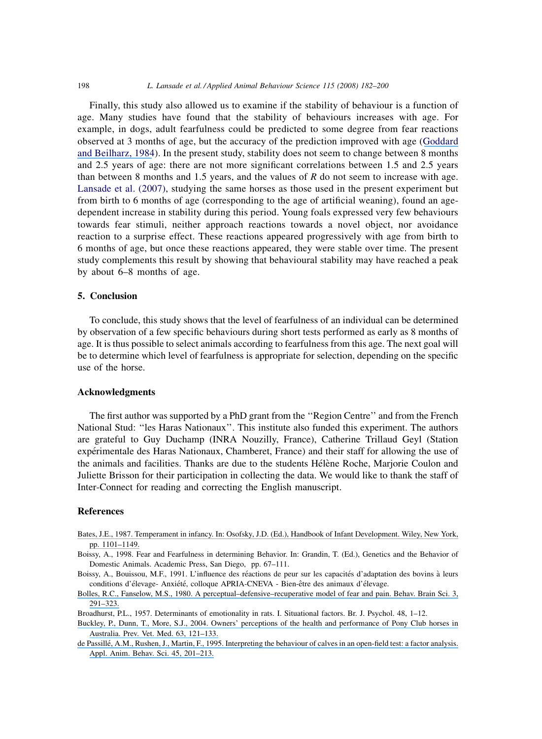Finally, this study also allowed us to examine if the stability of behaviour is a function of age. Many studies have found that the stability of behaviours increases with age. For example, in dogs, adult fearfulness could be predicted to some degree from fear reactions observed at 3 months of age, but the accuracy of the prediction improved with age (Goddard and Beilharz, 1984). In the present study, stability does not seem to change between 8 months and 2.5 years of age: there are not more significant correlations between 1.5 and 2.5 years than between 8 months and 1.5 years, and the values of $R$ do not seem to increase with age. Lansade et al. (2007), studying the same horses as those used in the present experiment but from birth to 6 months of age (corresponding to the age of artificial weaning), found an age-dependent increase in stability during this period. Young foals expressed very few behaviours towards fear stimuli, neither approach reactions towards a novel object, nor avoidance reaction to a surprise effect. These reactions appeared progressively with age from birth to 6 months of age, but once these reactions appeared, they were stable over time. The present study complements this result by showing that behavioural stability may have reached a peak by about 6–8 months of age.

## 5. Conclusion

To conclude, this study shows that the level of fearfulness of an individual can be determined by observation of a few specific behaviours during short tests performed as early as 8 months of age. It is thus possible to select animals according to fearfulness from this age. The next goal will be to determine which level of fearfulness is appropriate for selection, depending on the specific use of the horse.

## Acknowledgments

The first author was supported by a PhD grant from the ''Region Centre'' and from the French National Stud: ''les Haras Nationaux''. This institute also funded this experiment. The authors are grateful to Guy Duchamp (INRA Nouzilly, France), Catherine Trillaud Geyl (Station expérimentale des Haras Nationaux, Chamberet, France) and their staff for allowing the use of the animals and facilities. Thanks are due to the students Hélène Roche, Marjorie Coulon and Juliette Brisson for their participation in collecting the data. We would like to thank the staff of Inter-Connect for reading and correcting the English manuscript.

## References

Bates, J.E., 1987. Temperament in infancy. In: Osofsky, J.D. (Ed.), Handbook of Infant Development. Wiley, New York, pp. 1101–1149.

Boissy, A., 1998. Fear and Fearfulness in determining Behavior. In: Grandin, T. (Ed.), Genetics and the Behavior of Domestic Animals. Academic Press, San Diego, pp. 67–111.

Boissy, A., Bouissou, M.F., 1991. L'influence des réactions de peur sur les capacités d'adaptation des bovins à leurs conditions d'élevage- Anxiété, colloque APRIA-CNEVA - Bien-être des animaux d'élevage.

Bolles, R.C., Fanselow, M.S., 1980. A perceptual–defensive–recuperative model of fear and pain. Behav. Brain Sci. 3, 291–323.

Broadhurst, P.L., 1957. Determinants of emotionality in rats. I. Situational factors. Br. J. Psychol. 48, 1–12.

Buckley, P., Dunn, T., More, S.J., 2004. Owners' perceptions of the health and performance of Pony Club horses in Australia. Prev. Vet. Med. 63, 121–133.

de Passillé, A.M., Rushen, J., Martin, F., 1995. Interpreting the behaviour of calves in an open-field test: a factor analysis. Appl. Anim. Behav. Sci. 45, 201–213.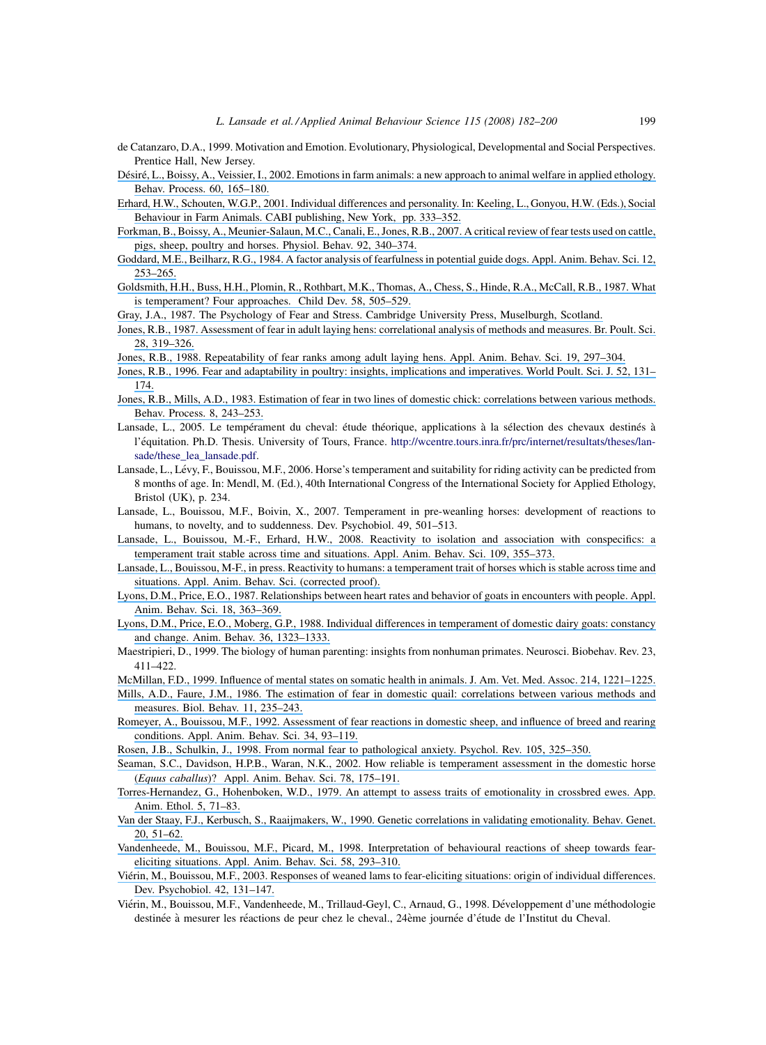de Catanzaro, D.A., 1999. Motivation and Emotion. Evolutionary, Physiological, Developmental and Social Perspectives. Prentice Hall, New Jersey.

Désiré, L., Boissy, A., Veissier, I., 2002. Emotions in farm animals: a new approach to animal welfare in applied ethology. Behav. Process. 60, 165–180.

Erhard, H.W., Schouten, W.G.P., 2001. Individual differences and personality. In: Keeling, L., Gonyou, H.W. (Eds.), Social Behaviour in Farm Animals. CABI publishing, New York, pp. 333–352.

Forkman, B., Boissy, A., Meunier-Salaun, M.C., Canali, E., Jones, R.B., 2007. A critical review of fear tests used on cattle, pigs, sheep, poultry and horses. Physiol. Behav. 92, 340–374.

Goddard, M.E., Beilharz, R.G., 1984. A factor analysis of fearfulness in potential guide dogs. Appl. Anim. Behav. Sci. 12, 253–265.

Goldsmith, H.H., Buss, H.H., Plomin, R., Rothbart, M.K., Thomas, A., Chess, S., Hinde, R.A., McCall, R.B., 1987. What is temperament? Four approaches. Child Dev. 58, 505–529.

Gray, J.A., 1987. The Psychology of Fear and Stress. Cambridge University Press, Muselburgh, Scotland.

Jones, R.B., 1987. Assessment of fear in adult laying hens: correlational analysis of methods and measures. Br. Poult. Sci. 28, 319–326.

Jones, R.B., 1988. Repeatability of fear ranks among adult laying hens. Appl. Anim. Behav. Sci. 19, 297–304.

Jones, R.B., 1996. Fear and adaptability in poultry: insights, implications and imperatives. World Poult. Sci. J. 52, 131–174.

Jones, R.B., Mills, A.D., 1983. Estimation of fear in two lines of domestic chick: correlations between various methods. Behav. Process. 8, 243–253.

Lansade, L., 2005. Le tempérament du cheval: étude théorique, applications à la sélection des chevaux destinés à l'équitation. Ph.D. Thesis. University of Tours, France. http://wcentre.tours.inra.fr/prc/internet/resultats/theses/lansade/these_lea_lansade.pdf.

Lansade, L., Lévy, F., Bouissou, M.F., 2006. Horse's temperament and suitability for riding activity can be predicted from 8 months of age. In: Mendl, M. (Ed.), 40th International Congress of the International Society for Applied Ethology, Bristol (UK), p. 234.

Lansade, L., Bouissou, M.F., Boivin, X., 2007. Temperament in pre-weanling horses: development of reactions to humans, to novelty, and to suddenness. Dev. Psychobiol. 49, 501–513.

Lansade, L., Bouissou, M.-F., Erhard, H.W., 2008. Reactivity to isolation and association with conspecifics: a temperament trait stable across time and situations. Appl. Anim. Behav. Sci. 109, 355–373.

Lansade, L., Bouissou, M-F., in press. Reactivity to humans: a temperament trait of horses which is stable across time and situations. Appl. Anim. Behav. Sci. (corrected proof).

Lyons, D.M., Price, E.O., 1987. Relationships between heart rates and behavior of goats in encounters with people. Appl. Anim. Behav. Sci. 18, 363–369.

Lyons, D.M., Price, E.O., Moberg, G.P., 1988. Individual differences in temperament of domestic dairy goats: constancy and change. Anim. Behav. 36, 1323–1333.

Maestripieri, D., 1999. The biology of human parenting: insights from nonhuman primates. Neurosci. Biobehav. Rev. 23, 411–422.

McMillan, F.D., 1999. Influence of mental states on somatic health in animals. J. Am. Vet. Med. Assoc. 214, 1221–1225.

Mills, A.D., Faure, J.M., 1986. The estimation of fear in domestic quail: correlations between various methods and measures. Biol. Behav. 11, 235–243.

Romeyer, A., Bouissou, M.F., 1992. Assessment of fear reactions in domestic sheep, and influence of breed and rearing conditions. Appl. Anim. Behav. Sci. 34, 93–119.

Rosen, J.B., Schulkin, J., 1998. From normal fear to pathological anxiety. Psychol. Rev. 105, 325–350.

Seaman, S.C., Davidson, H.P.B., Waran, N.K., 2002. How reliable is temperament assessment in the domestic horse (*Equus caballus*)? Appl. Anim. Behav. Sci. 78, 175–191.

Torres-Hernandez, G., Hohenboken, W.D., 1979. An attempt to assess traits of emotionality in crossbred ewes. App. Anim. Ethol. 5, 71–83.

Van der Staay, F.J., Kerbusch, S., Raaijmakers, W., 1990. Genetic correlations in validating emotionality. Behav. Genet. 20, 51–62.

Vandenheede, M., Bouissou, M.F., Picard, M., 1998. Interpretation of behavioural reactions of sheep towards fear-eliciting situations. Appl. Anim. Behav. Sci. 58, 293–310.

Viérin, M., Bouissou, M.F., 2003. Responses of weaned lams to fear-eliciting situations: origin of individual differences. Dev. Psychobiol. 42, 131–147.

Viérin, M., Bouissou, M.F., Vandenheede, M., Trillaud-Geyl, C., Arnaud, G., 1998. Développement d'une méthodologie destinée à mesurer les réactions de peur chez le cheval., 24ème journée d'étude de l'Institut du Cheval.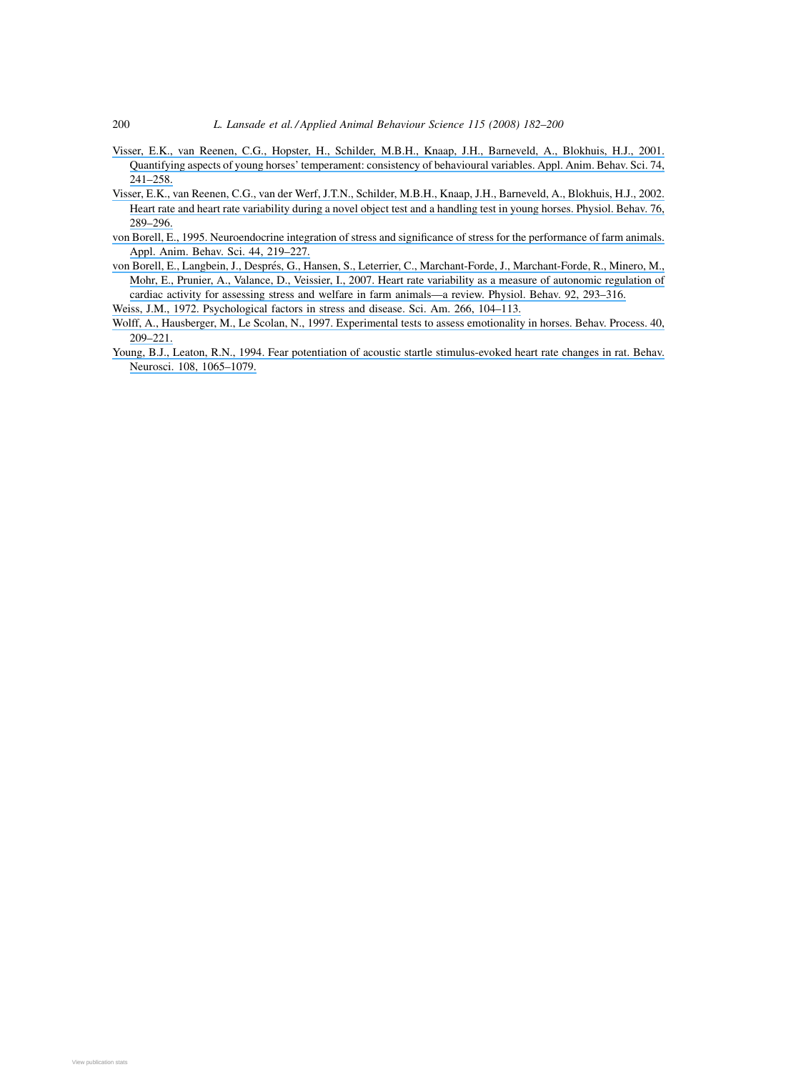Visser, E.K., van Reenen, C.G., Hopster, H., Schilder, M.B.H., Knaap, J.H., Barneveld, A., Blokhuis, H.J., 2001. Quantifying aspects of young horses' temperament: consistency of behavioural variables. Appl. Anim. Behav. Sci. 74, 241–258.

Visser, E.K., van Reenen, C.G., van der Werf, J.T.N., Schilder, M.B.H., Knaap, J.H., Barneveld, A., Blokhuis, H.J., 2002. Heart rate and heart rate variability during a novel object test and a handling test in young horses. Physiol. Behav. 76, 289–296.

von Borell, E., 1995. Neuroendocrine integration of stress and significance of stress for the performance of farm animals. Appl. Anim. Behav. Sci. 44, 219–227.

von Borell, E., Langbein, J., Després, G., Hansen, S., Leterrier, C., Marchant-Forde, J., Marchant-Forde, R., Minero, M., Mohr, E., Prunier, A., Valance, D., Veissier, I., 2007. Heart rate variability as a measure of autonomic regulation of cardiac activity for assessing stress and welfare in farm animals—a review. Physiol. Behav. 92, 293–316.

Weiss, J.M., 1972. Psychological factors in stress and disease. Sci. Am. 266, 104–113.

Wolff, A., Hausberger, M., Le Scolan, N., 1997. Experimental tests to assess emotionality in horses. Behav. Process. 40, 209–221.

Young, B.J., Leaton, R.N., 1994. Fear potentiation of acoustic startle stimulus-evoked heart rate changes in rat. Behav. Neurosci. 108, 1065–1079.